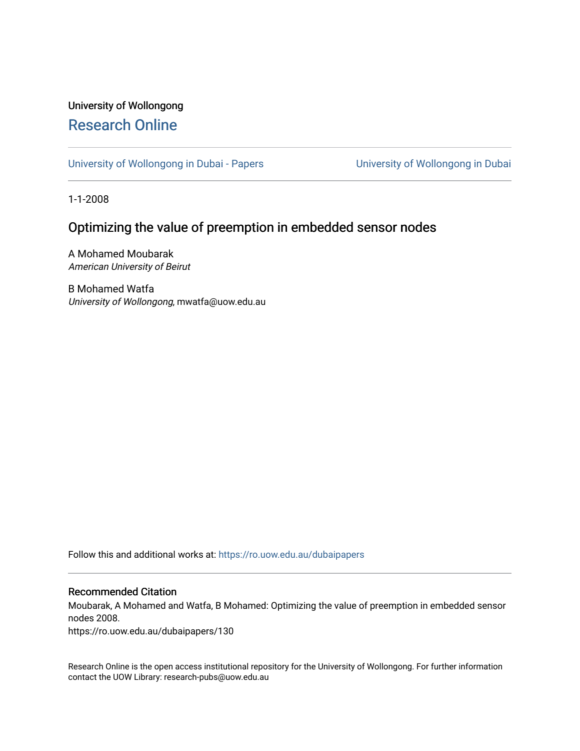University of Wollongong

## Research Online

University of Wollongong in Dubai - Papers | University of Wollongong in Dubai

1-1-2008

# Optimizing the value of preemption in embedded sensor nodes

A Mohamed Moubarak
*American University of Beirut*

B Mohamed Watfa
*University of Wollongong*, mwatfa@uow.edu.au

Follow this and additional works at: https://ro.uow.edu.au/dubaipapers

### Recommended Citation

Moubarak, A Mohamed and Watfa, B Mohamed: Optimizing the value of preemption in embedded sensor nodes 2008.
https://ro.uow.edu.au/dubaipapers/130

Research Online is the open access institutional repository for the University of Wollongong. For further information contact the UOW Library: research-pubs@uow.edu.au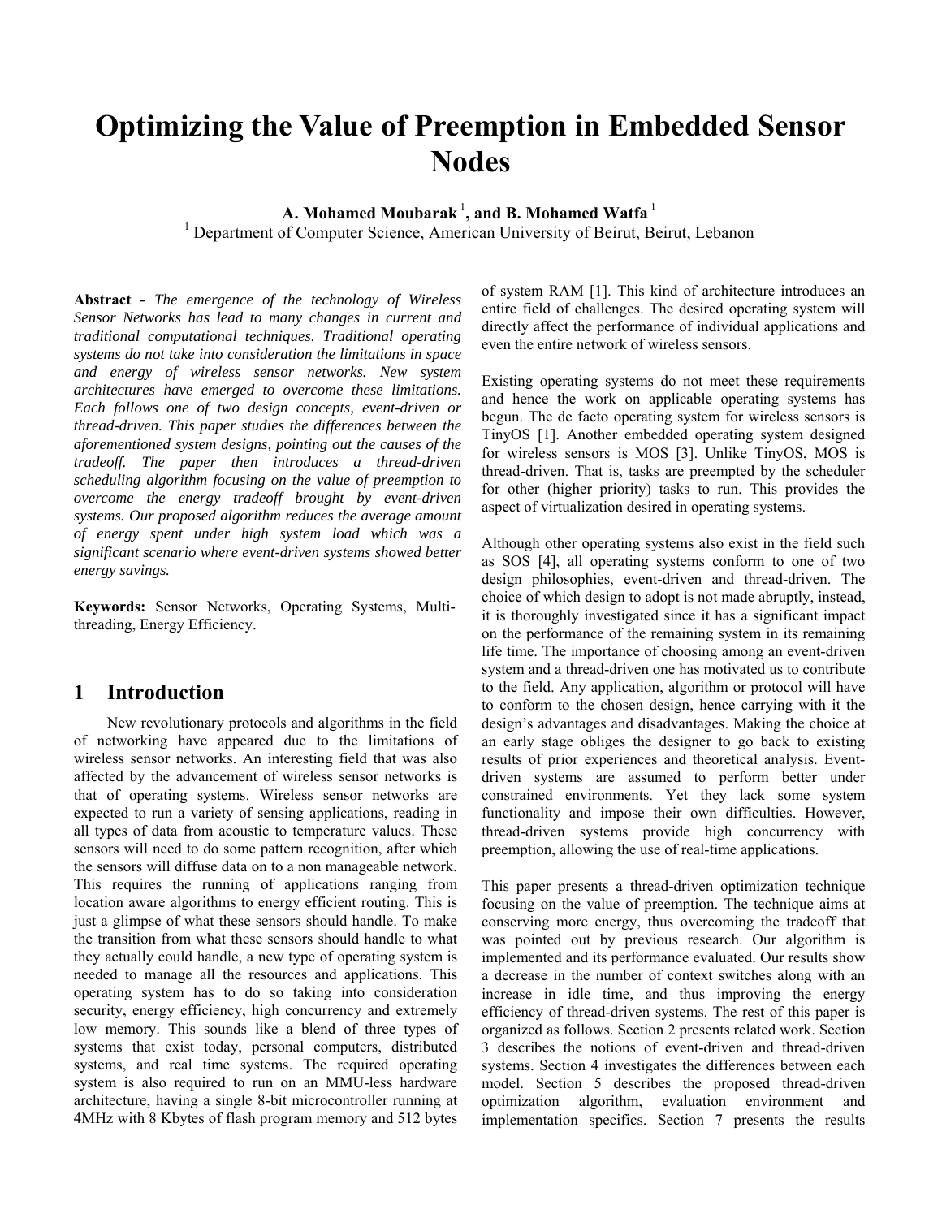# Optimizing the Value of Preemption in Embedded Sensor Nodes

**A. Mohamed Moubarak [1], and B. Mohamed Watfa [1]**

[1] Department of Computer Science, American University of Beirut, Beirut, Lebanon

**Abstract** - *The emergence of the technology of Wireless Sensor Networks has lead to many changes in current and traditional computational techniques. Traditional operating systems do not take into consideration the limitations in space and energy of wireless sensor networks. New system architectures have emerged to overcome these limitations. Each follows one of two design concepts, event-driven or thread-driven. This paper studies the differences between the aforementioned system designs, pointing out the causes of the tradeoff. The paper then introduces a thread-driven scheduling algorithm focusing on the value of preemption to overcome the energy tradeoff brought by event-driven systems. Our proposed algorithm reduces the average amount of energy spent under high system load which was a significant scenario where event-driven systems showed better energy savings.*

**Keywords:** Sensor Networks, Operating Systems, Multi-threading, Energy Efficiency.

## 1 Introduction

New revolutionary protocols and algorithms in the field of networking have appeared due to the limitations of wireless sensor networks. An interesting field that was also affected by the advancement of wireless sensor networks is that of operating systems. Wireless sensor networks are expected to run a variety of sensing applications, reading in all types of data from acoustic to temperature values. These sensors will need to do some pattern recognition, after which the sensors will diffuse data on to a non manageable network. This requires the running of applications ranging from location aware algorithms to energy efficient routing. This is just a glimpse of what these sensors should handle. To make the transition from what these sensors should handle to what they actually could handle, a new type of operating system is needed to manage all the resources and applications. This operating system has to do so taking into consideration security, energy efficiency, high concurrency and extremely low memory. This sounds like a blend of three types of systems that exist today, personal computers, distributed systems, and real time systems. The required operating system is also required to run on an MMU-less hardware architecture, having a single 8-bit microcontroller running at 4MHz with 8 Kbytes of flash program memory and 512 bytes of system RAM [1]. This kind of architecture introduces an entire field of challenges. The desired operating system will directly affect the performance of individual applications and even the entire network of wireless sensors.

Existing operating systems do not meet these requirements and hence the work on applicable operating systems has begun. The de facto operating system for wireless sensors is TinyOS [1]. Another embedded operating system designed for wireless sensors is MOS [3]. Unlike TinyOS, MOS is thread-driven. That is, tasks are preempted by the scheduler for other (higher priority) tasks to run. This provides the aspect of virtualization desired in operating systems.

Although other operating systems also exist in the field such as SOS [4], all operating systems conform to one of two design philosophies, event-driven and thread-driven. The choice of which design to adopt is not made abruptly, instead, it is thoroughly investigated since it has a significant impact on the performance of the remaining system in its remaining life time. The importance of choosing among an event-driven system and a thread-driven one has motivated us to contribute to the field. Any application, algorithm or protocol will have to conform to the chosen design, hence carrying with it the design's advantages and disadvantages. Making the choice at an early stage obliges the designer to go back to existing results of prior experiences and theoretical analysis. Event-driven systems are assumed to perform better under constrained environments. Yet they lack some system functionality and impose their own difficulties. However, thread-driven systems provide high concurrency with preemption, allowing the use of real-time applications.

This paper presents a thread-driven optimization technique focusing on the value of preemption. The technique aims at conserving more energy, thus overcoming the tradeoff that was pointed out by previous research. Our algorithm is implemented and its performance evaluated. Our results show a decrease in the number of context switches along with an increase in idle time, and thus improving the energy efficiency of thread-driven systems. The rest of this paper is organized as follows. Section 2 presents related work. Section 3 describes the notions of event-driven and thread-driven systems. Section 4 investigates the differences between each model. Section 5 describes the proposed thread-driven optimization algorithm, evaluation environment and implementation specifics. Section 7 presents the results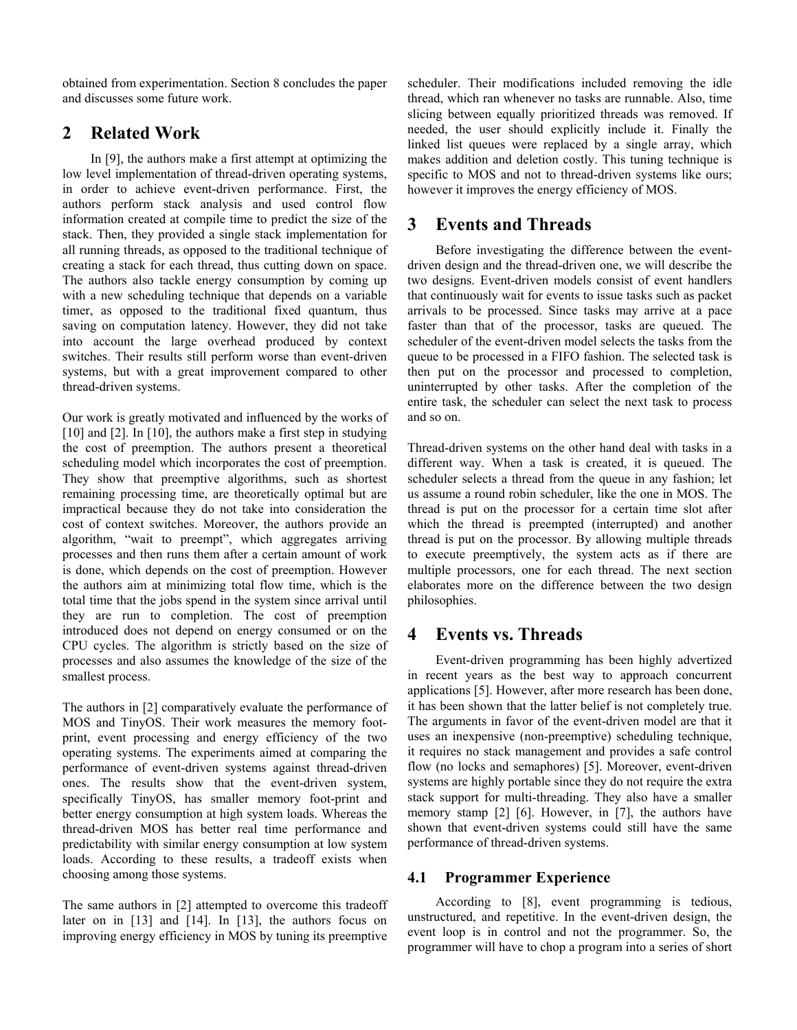obtained from experimentation. Section 8 concludes the paper and discusses some future work.

## 2 Related Work

In [9], the authors make a first attempt at optimizing the low level implementation of thread-driven operating systems, in order to achieve event-driven performance. First, the authors perform stack analysis and used control flow information created at compile time to predict the size of the stack. Then, they provided a single stack implementation for all running threads, as opposed to the traditional technique of creating a stack for each thread, thus cutting down on space. The authors also tackle energy consumption by coming up with a new scheduling technique that depends on a variable timer, as opposed to the traditional fixed quantum, thus saving on computation latency. However, they did not take into account the large overhead produced by context switches. Their results still perform worse than event-driven systems, but with a great improvement compared to other thread-driven systems.

Our work is greatly motivated and influenced by the works of [10] and [2]. In [10], the authors make a first step in studying the cost of preemption. The authors present a theoretical scheduling model which incorporates the cost of preemption. They show that preemptive algorithms, such as shortest remaining processing time, are theoretically optimal but are impractical because they do not take into consideration the cost of context switches. Moreover, the authors provide an algorithm, "wait to preempt", which aggregates arriving processes and then runs them after a certain amount of work is done, which depends on the cost of preemption. However the authors aim at minimizing total flow time, which is the total time that the jobs spend in the system since arrival until they are run to completion. The cost of preemption introduced does not depend on energy consumed or on the CPU cycles. The algorithm is strictly based on the size of processes and also assumes the knowledge of the size of the smallest process.

The authors in [2] comparatively evaluate the performance of MOS and TinyOS. Their work measures the memory foot-print, event processing and energy efficiency of the two operating systems. The experiments aimed at comparing the performance of event-driven systems against thread-driven ones. The results show that the event-driven system, specifically TinyOS, has smaller memory foot-print and better energy consumption at high system loads. Whereas the thread-driven MOS has better real time performance and predictability with similar energy consumption at low system loads. According to these results, a tradeoff exists when choosing among those systems.

The same authors in [2] attempted to overcome this tradeoff later on in [13] and [14]. In [13], the authors focus on improving energy efficiency in MOS by tuning its preemptive scheduler. Their modifications included removing the idle thread, which ran whenever no tasks are runnable. Also, time slicing between equally prioritized threads was removed. If needed, the user should explicitly include it. Finally the linked list queues were replaced by a single array, which makes addition and deletion costly. This tuning technique is specific to MOS and not to thread-driven systems like ours; however it improves the energy efficiency of MOS.

## 3 Events and Threads

Before investigating the difference between the event-driven design and the thread-driven one, we will describe the two designs. Event-driven models consist of event handlers that continuously wait for events to issue tasks such as packet arrivals to be processed. Since tasks may arrive at a pace faster than that of the processor, tasks are queued. The scheduler of the event-driven model selects the tasks from the queue to be processed in a FIFO fashion. The selected task is then put on the processor and processed to completion, uninterrupted by other tasks. After the completion of the entire task, the scheduler can select the next task to process and so on.

Thread-driven systems on the other hand deal with tasks in a different way. When a task is created, it is queued. The scheduler selects a thread from the queue in any fashion; let us assume a round robin scheduler, like the one in MOS. The thread is put on the processor for a certain time slot after which the thread is preempted (interrupted) and another thread is put on the processor. By allowing multiple threads to execute preemptively, the system acts as if there are multiple processors, one for each thread. The next section elaborates more on the difference between the two design philosophies.

## 4 Events vs. Threads

Event-driven programming has been highly advertized in recent years as the best way to approach concurrent applications [5]. However, after more research has been done, it has been shown that the latter belief is not completely true. The arguments in favor of the event-driven model are that it uses an inexpensive (non-preemptive) scheduling technique, it requires no stack management and provides a safe control flow (no locks and semaphores) [5]. Moreover, event-driven systems are highly portable since they do not require the extra stack support for multi-threading. They also have a smaller memory stamp [2] [6]. However, in [7], the authors have shown that event-driven systems could still have the same performance of thread-driven systems.

### 4.1 Programmer Experience

According to [8], event programming is tedious, unstructured, and repetitive. In the event-driven design, the event loop is in control and not the programmer. So, the programmer will have to chop a program into a series of short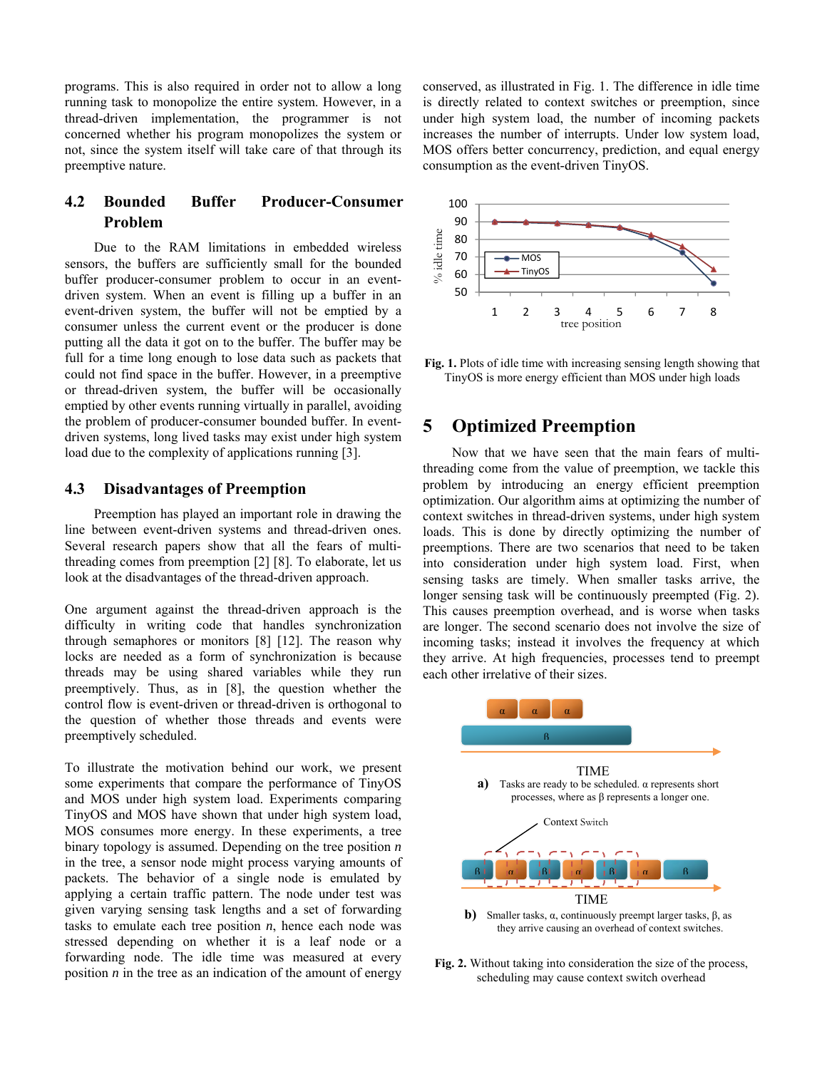programs. This is also required in order not to allow a long running task to monopolize the entire system. However, in a thread-driven implementation, the programmer is not concerned whether his program monopolizes the system or not, since the system itself will take care of that through its preemptive nature.

### 4.2 Bounded Buffer Producer-Consumer Problem

Due to the RAM limitations in embedded wireless sensors, the buffers are sufficiently small for the bounded buffer producer-consumer problem to occur in an event-driven system. When an event is filling up a buffer in an event-driven system, the buffer will not be emptied by a consumer unless the current event or the producer is done putting all the data it got on to the buffer. The buffer may be full for a time long enough to lose data such as packets that could not find space in the buffer. However, in a preemptive or thread-driven system, the buffer will be occasionally emptied by other events running virtually in parallel, avoiding the problem of producer-consumer bounded buffer. In event-driven systems, long lived tasks may exist under high system load due to the complexity of applications running [3].

### 4.3 Disadvantages of Preemption

Preemption has played an important role in drawing the line between event-driven systems and thread-driven ones. Several research papers show that all the fears of multi-threading comes from preemption [2] [8]. To elaborate, let us look at the disadvantages of the thread-driven approach.

One argument against the thread-driven approach is the difficulty in writing code that handles synchronization through semaphores or monitors [8] [12]. The reason why locks are needed as a form of synchronization is because threads may be using shared variables while they run preemptively. Thus, as in [8], the question whether the control flow is event-driven or thread-driven is orthogonal to the question of whether those threads and events were preemptively scheduled.

To illustrate the motivation behind our work, we present some experiments that compare the performance of TinyOS and MOS under high system load. Experiments comparing TinyOS and MOS have shown that under high system load, MOS consumes more energy. In these experiments, a tree binary topology is assumed. Depending on the tree position *n* in the tree, a sensor node might process varying amounts of packets. The behavior of a single node is emulated by applying a certain traffic pattern. The node under test was given varying sensing task lengths and a set of forwarding tasks to emulate each tree position *n*, hence each node was stressed depending on whether it is a leaf node or a forwarding node. The idle time was measured at every position *n* in the tree as an indication of the amount of energy conserved, as illustrated in Fig. 1. The difference in idle time is directly related to context switches or preemption, since under high system load, the number of incoming packets increases the number of interrupts. Under low system load, MOS offers better concurrency, prediction, and equal energy consumption as the event-driven TinyOS.

**Fig. 1.** Plots of idle time with increasing sensing length showing that TinyOS is more energy efficient than MOS under high loads

## 5 Optimized Preemption

Now that we have seen that the main fears of multi-threading come from the value of preemption, we tackle this problem by introducing an energy efficient preemption optimization. Our algorithm aims at optimizing the number of context switches in thread-driven systems, under high system loads. This is done by directly optimizing the number of preemptions. There are two scenarios that need to be taken into consideration under high system load. First, when sensing tasks are timely. When smaller tasks arrive, the longer sensing task will be continuously preempted (Fig. 2). This causes preemption overhead, and is worse when tasks are longer. The second scenario does not involve the size of incoming tasks; instead it involves the frequency at which they arrive. At high frequencies, processes tend to preempt each other irrelative of their sizes.

**a)** Tasks are ready to be scheduled. α represents short processes, where as β represents a longer one.

**b)** Smaller tasks, α, continuously preempt larger tasks, β, as they arrive causing an overhead of context switches.

**Fig. 2.** Without taking into consideration the size of the process, scheduling may cause context switch overhead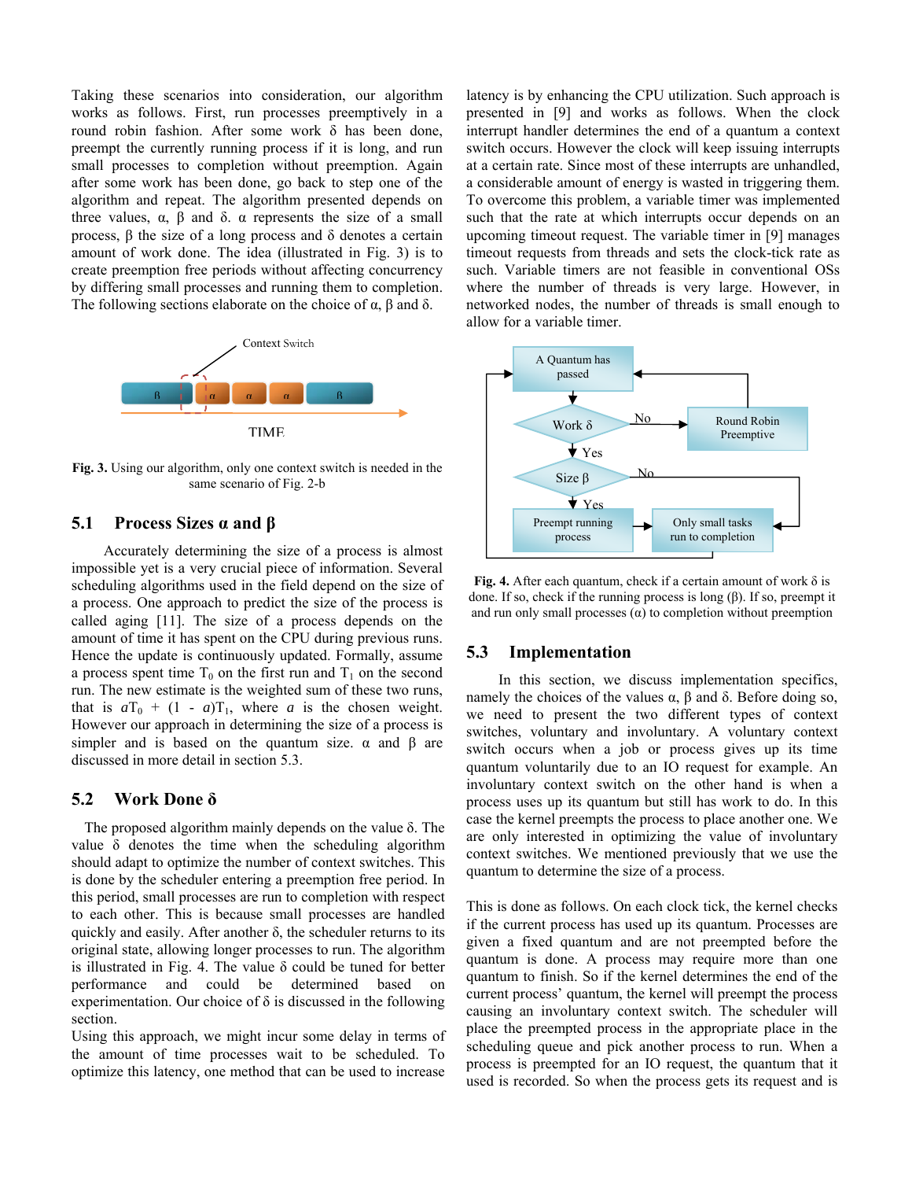Taking these scenarios into consideration, our algorithm works as follows. First, run processes preemptively in a round robin fashion. After some work δ has been done, preempt the currently running process if it is long, and run small processes to completion without preemption. Again after some work has been done, go back to step one of the algorithm and repeat. The algorithm presented depends on three values, α, β and δ. α represents the size of a small process, β the size of a long process and δ denotes a certain amount of work done. The idea (illustrated in Fig. 3) is to create preemption free periods without affecting concurrency by differing small processes and running them to completion. The following sections elaborate on the choice of α, β and δ.

**Fig. 3.** Using our algorithm, only one context switch is needed in the same scenario of Fig. 2-b

## 5.1 Process Sizes α and β

Accurately determining the size of a process is almost impossible yet is a very crucial piece of information. Several scheduling algorithms used in the field depend on the size of a process. One approach to predict the size of the process is called aging [11]. The size of a process depends on the amount of time it has spent on the CPU during previous runs. Hence the update is continuously updated. Formally, assume a process spent time $T_0$ on the first run and $T_1$ on the second run. The new estimate is the weighted sum of these two runs, that is $aT_0 + (1 - a)T_1$, where $a$ is the chosen weight. However our approach in determining the size of a process is simpler and is based on the quantum size. α and β are discussed in more detail in section 5.3.

## 5.2 Work Done δ

The proposed algorithm mainly depends on the value δ. The value δ denotes the time when the scheduling algorithm should adapt to optimize the number of context switches. This is done by the scheduler entering a preemption free period. In this period, small processes are run to completion with respect to each other. This is because small processes are handled quickly and easily. After another δ, the scheduler returns to its original state, allowing longer processes to run. The algorithm is illustrated in Fig. 4. The value δ could be tuned for better performance and could be determined based on experimentation. Our choice of δ is discussed in the following section.

Using this approach, we might incur some delay in terms of the amount of time processes wait to be scheduled. To optimize this latency, one method that can be used to increase latency is by enhancing the CPU utilization. Such approach is presented in [9] and works as follows. When the clock interrupt handler determines the end of a quantum a context switch occurs. However the clock will keep issuing interrupts at a certain rate. Since most of these interrupts are unhandled, a considerable amount of energy is wasted in triggering them. To overcome this problem, a variable timer was implemented such that the rate at which interrupts occur depends on an upcoming timeout request. The variable timer in [9] manages timeout requests from threads and sets the clock-tick rate as such. Variable timers are not feasible in conventional OSs where the number of threads is very large. However, in networked nodes, the number of threads is small enough to allow for a variable timer.

**Fig. 4.** After each quantum, check if a certain amount of work δ is done. If so, check if the running process is long (β). If so, preempt it and run only small processes (α) to completion without preemption

## 5.3 Implementation

In this section, we discuss implementation specifics, namely the choices of the values α, β and δ. Before doing so, we need to present the two different types of context switches, voluntary and involuntary. A voluntary context switch occurs when a job or process gives up its time quantum voluntarily due to an IO request for example. An involuntary context switch on the other hand is when a process uses up its quantum but still has work to do. In this case the kernel preempts the process to place another one. We are only interested in optimizing the value of involuntary context switches. We mentioned previously that we use the quantum to determine the size of a process.

This is done as follows. On each clock tick, the kernel checks if the current process has used up its quantum. Processes are given a fixed quantum and are not preempted before the quantum is done. A process may require more than one quantum to finish. So if the kernel determines the end of the current process' quantum, the kernel will preempt the process causing an involuntary context switch. The scheduler will place the preempted process in the appropriate place in the scheduling queue and pick another process to run. When a process is preempted for an IO request, the quantum that it used is recorded. So when the process gets its request and is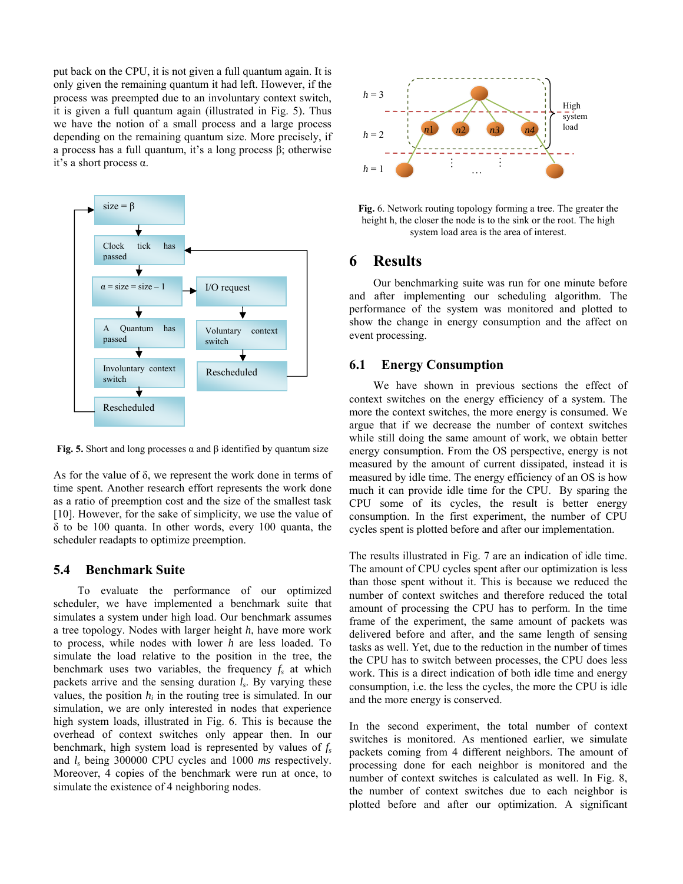put back on the CPU, it is not given a full quantum again. It is only given the remaining quantum it had left. However, if the process was preempted due to an involuntary context switch, it is given a full quantum again (illustrated in Fig. 5). Thus we have the notion of a small process and a large process depending on the remaining quantum size. More precisely, if a process has a full quantum, it's a long process β; otherwise it's a short process α.

**Fig. 5.** Short and long processes α and β identified by quantum size

As for the value of δ, we represent the work done in terms of time spent. Another research effort represents the work done as a ratio of preemption cost and the size of the smallest task [10]. However, for the sake of simplicity, we use the value of δ to be 100 quanta. In other words, every 100 quanta, the scheduler readapts to optimize preemption.

### 5.4 Benchmark Suite

To evaluate the performance of our optimized scheduler, we have implemented a benchmark suite that simulates a system under high load. Our benchmark assumes a tree topology. Nodes with larger height *h*, have more work to process, while nodes with lower *h* are less loaded. To simulate the load relative to the position in the tree, the benchmark uses two variables, the frequency $f_s$ at which packets arrive and the sensing duration $l_s$. By varying these values, the position $h_i$ in the routing tree is simulated. In our simulation, we are only interested in nodes that experience high system loads, illustrated in Fig. 6. This is because the overhead of context switches only appear then. In our benchmark, high system load is represented by values of $f_s$ and $l_s$ being 300000 CPU cycles and 1000 *ms* respectively. Moreover, 4 copies of the benchmark were run at once, to simulate the existence of 4 neighboring nodes.

**Fig.** 6. Network routing topology forming a tree. The greater the height h, the closer the node is to the sink or the root. The high system load area is the area of interest.

## 6 Results

Our benchmarking suite was run for one minute before and after implementing our scheduling algorithm. The performance of the system was monitored and plotted to show the change in energy consumption and the affect on event processing.

### 6.1 Energy Consumption

We have shown in previous sections the effect of context switches on the energy efficiency of a system. The more the context switches, the more energy is consumed. We argue that if we decrease the number of context switches while still doing the same amount of work, we obtain better energy consumption. From the OS perspective, energy is not measured by the amount of current dissipated, instead it is measured by idle time. The energy efficiency of an OS is how much it can provide idle time for the CPU. By sparing the CPU some of its cycles, the result is better energy consumption. In the first experiment, the number of CPU cycles spent is plotted before and after our implementation.

The results illustrated in Fig. 7 are an indication of idle time. The amount of CPU cycles spent after our optimization is less than those spent without it. This is because we reduced the number of context switches and therefore reduced the total amount of processing the CPU has to perform. In the time frame of the experiment, the same amount of packets was delivered before and after, and the same length of sensing tasks as well. Yet, due to the reduction in the number of times the CPU has to switch between processes, the CPU does less work. This is a direct indication of both idle time and energy consumption, i.e. the less the cycles, the more the CPU is idle and the more energy is conserved.

In the second experiment, the total number of context switches is monitored. As mentioned earlier, we simulate packets coming from 4 different neighbors. The amount of processing done for each neighbor is monitored and the number of context switches is calculated as well. In Fig. 8, the number of context switches due to each neighbor is plotted before and after our optimization. A significant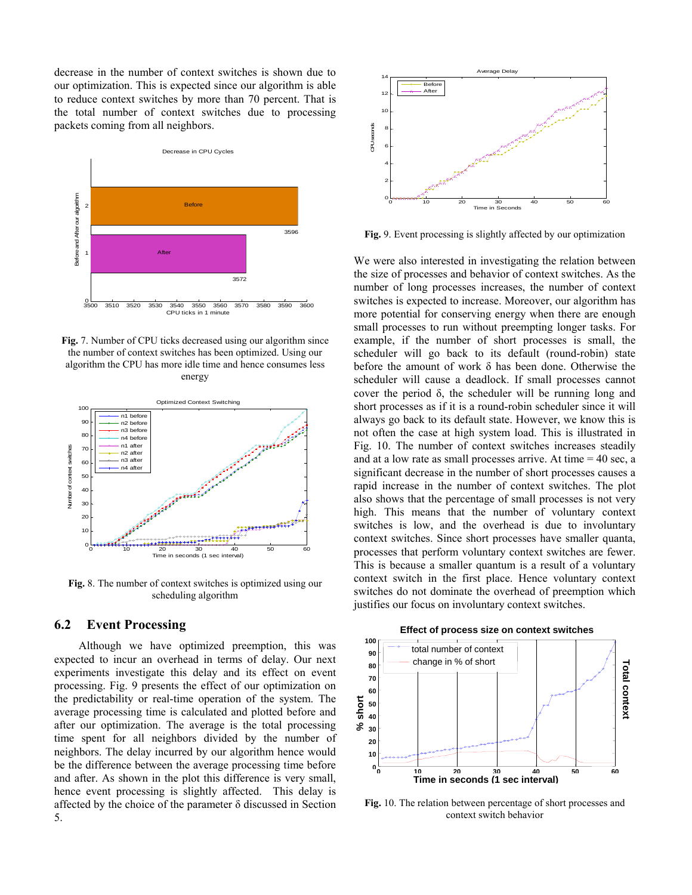decrease in the number of context switches is shown due to our optimization. This is expected since our algorithm is able to reduce context switches by more than 70 percent. That is the total number of context switches due to processing packets coming from all neighbors.

**Fig.** 7. Number of CPU ticks decreased using our algorithm since the number of context switches has been optimized. Using our algorithm the CPU has more idle time and hence consumes less energy

**Fig.** 8. The number of context switches is optimized using our scheduling algorithm

## 6.2 Event Processing

Although we have optimized preemption, this was expected to incur an overhead in terms of delay. Our next experiments investigate this delay and its effect on event processing. Fig. 9 presents the effect of our optimization on the predictability or real-time operation of the system. The average processing time is calculated and plotted before and after our optimization. The average is the total processing time spent for all neighbors divided by the number of neighbors. The delay incurred by our algorithm hence would be the difference between the average processing time before and after. As shown in the plot this difference is very small, hence event processing is slightly affected. This delay is affected by the choice of the parameter δ discussed in Section 5.

**Fig.** 9. Event processing is slightly affected by our optimization

We were also interested in investigating the relation between the size of processes and behavior of context switches. As the number of long processes increases, the number of context switches is expected to increase. Moreover, our algorithm has more potential for conserving energy when there are enough small processes to run without preempting longer tasks. For example, if the number of short processes is small, the scheduler will go back to its default (round-robin) state before the amount of work δ has been done. Otherwise the scheduler will cause a deadlock. If small processes cannot cover the period δ, the scheduler will be running long and short processes as if it is a round-robin scheduler since it will always go back to its default state. However, we know this is not often the case at high system load. This is illustrated in Fig. 10. The number of context switches increases steadily and at a low rate as small processes arrive. At time = 40 sec, a significant decrease in the number of short processes causes a rapid increase in the number of context switches. The plot also shows that the percentage of small processes is not very high. This means that the number of voluntary context switches is low, and the overhead is due to involuntary context switches. Since short processes have smaller quanta, processes that perform voluntary context switches are fewer. This is because a smaller quantum is a result of a voluntary context switch in the first place. Hence voluntary context switches do not dominate the overhead of preemption which justifies our focus on involuntary context switches.

**Fig.** 10. The relation between percentage of short processes and context switch behavior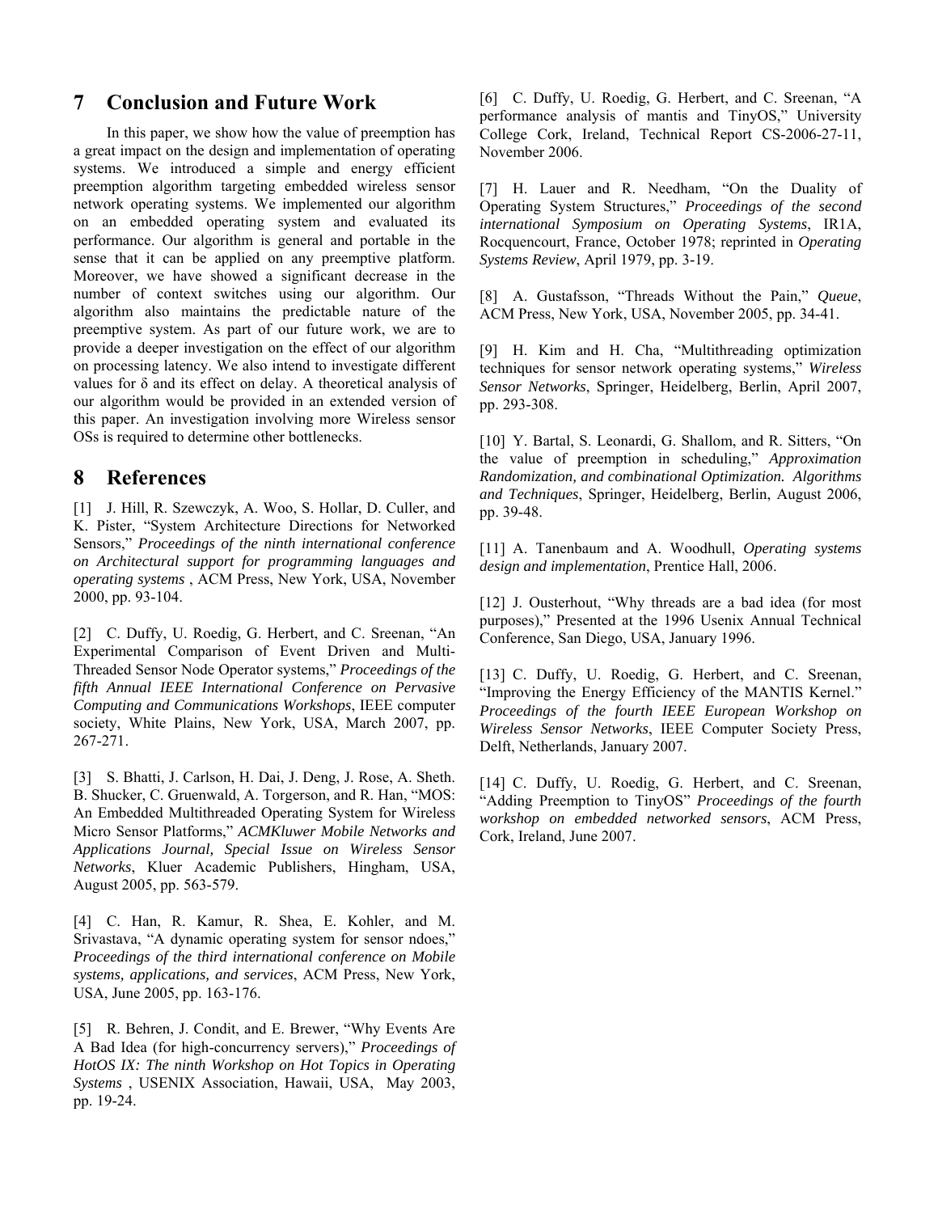## 7 Conclusion and Future Work

In this paper, we show how the value of preemption has a great impact on the design and implementation of operating systems. We introduced a simple and energy efficient preemption algorithm targeting embedded wireless sensor network operating systems. We implemented our algorithm on an embedded operating system and evaluated its performance. Our algorithm is general and portable in the sense that it can be applied on any preemptive platform. Moreover, we have showed a significant decrease in the number of context switches using our algorithm. Our algorithm also maintains the predictable nature of the preemptive system. As part of our future work, we are to provide a deeper investigation on the effect of our algorithm on processing latency. We also intend to investigate different values for $\delta$ and its effect on delay. A theoretical analysis of our algorithm would be provided in an extended version of this paper. An investigation involving more Wireless sensor OSs is required to determine other bottlenecks.

## 8 References

[1] J. Hill, R. Szewczyk, A. Woo, S. Hollar, D. Culler, and K. Pister, "System Architecture Directions for Networked Sensors," *Proceedings of the ninth international conference on Architectural support for programming languages and operating systems* , ACM Press, New York, USA, November 2000, pp. 93-104.

[2] C. Duffy, U. Roedig, G. Herbert, and C. Sreenan, "An Experimental Comparison of Event Driven and Multi-Threaded Sensor Node Operator systems," *Proceedings of the fifth Annual IEEE International Conference on Pervasive Computing and Communications Workshops*, IEEE computer society, White Plains, New York, USA, March 2007, pp. 267-271.

[3] S. Bhatti, J. Carlson, H. Dai, J. Deng, J. Rose, A. Sheth. B. Shucker, C. Gruenwald, A. Torgerson, and R. Han, "MOS: An Embedded Multithreaded Operating System for Wireless Micro Sensor Platforms," *ACMKluwer Mobile Networks and Applications Journal, Special Issue on Wireless Sensor Networks*, Kluer Academic Publishers, Hingham, USA, August 2005, pp. 563-579.

[4] C. Han, R. Kamur, R. Shea, E. Kohler, and M. Srivastava, "A dynamic operating system for sensor ndoes," *Proceedings of the third international conference on Mobile systems, applications, and services*, ACM Press, New York, USA, June 2005, pp. 163-176.

[5] R. Behren, J. Condit, and E. Brewer, "Why Events Are A Bad Idea (for high-concurrency servers)," *Proceedings of HotOS IX: The ninth Workshop on Hot Topics in Operating Systems* , USENIX Association, Hawaii, USA, May 2003, pp. 19-24.

[6] C. Duffy, U. Roedig, G. Herbert, and C. Sreenan, "A performance analysis of mantis and TinyOS," University College Cork, Ireland, Technical Report CS-2006-27-11, November 2006.

[7] H. Lauer and R. Needham, "On the Duality of Operating System Structures," *Proceedings of the second international Symposium on Operating Systems*, IR1A, Rocquencourt, France, October 1978; reprinted in *Operating Systems Review*, April 1979, pp. 3-19.

[8] A. Gustafsson, "Threads Without the Pain," *Queue*, ACM Press, New York, USA, November 2005, pp. 34-41.

[9] H. Kim and H. Cha, "Multithreading optimization techniques for sensor network operating systems," *Wireless Sensor Networks*, Springer, Heidelberg, Berlin, April 2007, pp. 293-308.

[10] Y. Bartal, S. Leonardi, G. Shallom, and R. Sitters, "On the value of preemption in scheduling," *Approximation Randomization, and combinational Optimization. Algorithms and Techniques*, Springer, Heidelberg, Berlin, August 2006, pp. 39-48.

[11] A. Tanenbaum and A. Woodhull, *Operating systems design and implementation*, Prentice Hall, 2006.

[12] J. Ousterhout, "Why threads are a bad idea (for most purposes)," Presented at the 1996 Usenix Annual Technical Conference, San Diego, USA, January 1996.

[13] C. Duffy, U. Roedig, G. Herbert, and C. Sreenan, "Improving the Energy Efficiency of the MANTIS Kernel." *Proceedings of the fourth IEEE European Workshop on Wireless Sensor Networks*, IEEE Computer Society Press, Delft, Netherlands, January 2007.

[14] C. Duffy, U. Roedig, G. Herbert, and C. Sreenan, "Adding Preemption to TinyOS" *Proceedings of the fourth workshop on embedded networked sensors*, ACM Press, Cork, Ireland, June 2007.